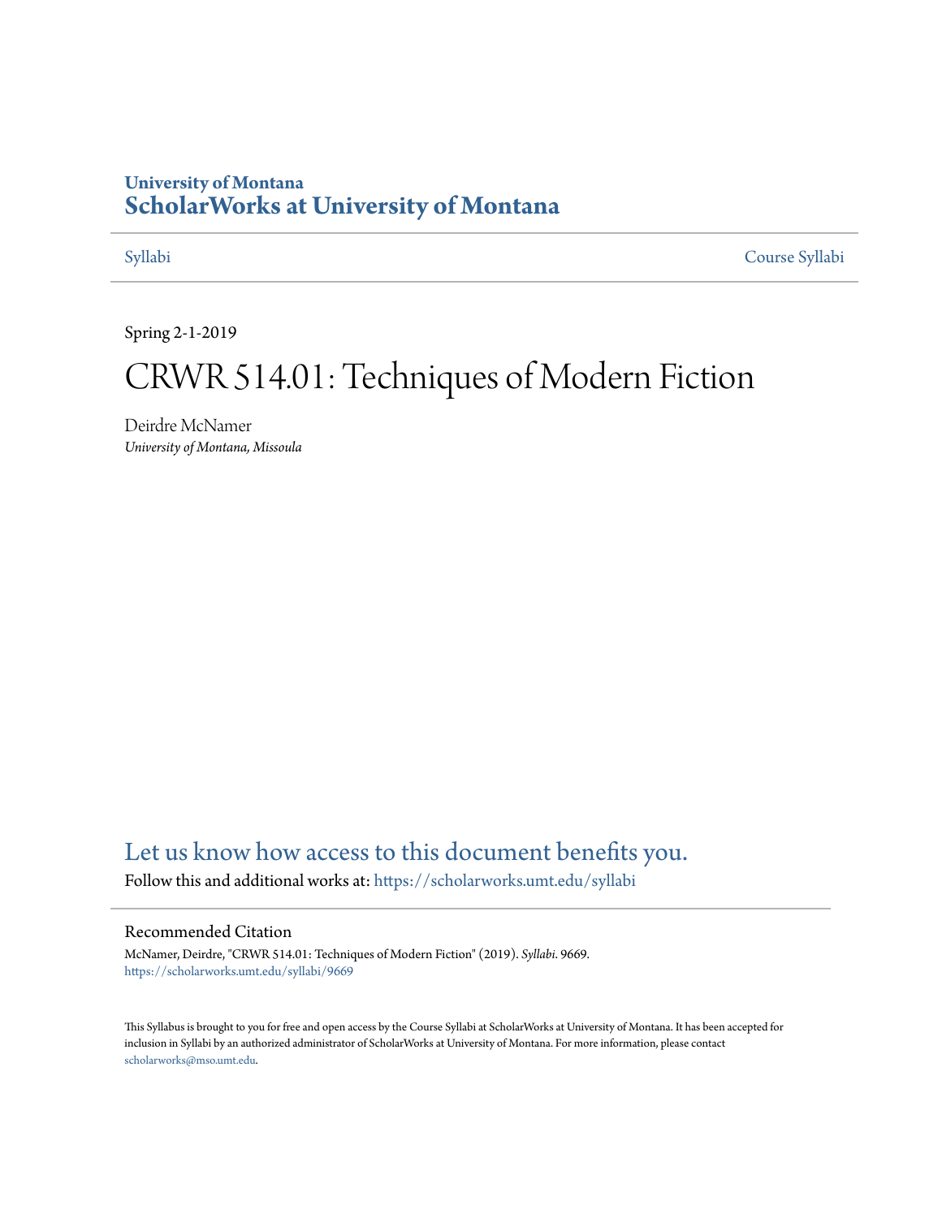University of Montana
# ScholarWorks at University of Montana

Syllabi | Course Syllabi

Spring 2-1-2019

# CRWR 514.01: Techniques of Modern Fiction

Deirdre McNamer
*University of Montana, Missoula*

Let us know how access to this document benefits you.

Follow this and additional works at: https://scholarworks.umt.edu/syllabi

## Recommended Citation

McNamer, Deirdre, "CRWR 514.01: Techniques of Modern Fiction" (2019). *Syllabi*. 9669.
https://scholarworks.umt.edu/syllabi/9669

This Syllabus is brought to you for free and open access by the Course Syllabi at ScholarWorks at University of Montana. It has been accepted for inclusion in Syllabi by an authorized administrator of ScholarWorks at University of Montana. For more information, please contact scholarworks@mso.umt.edu.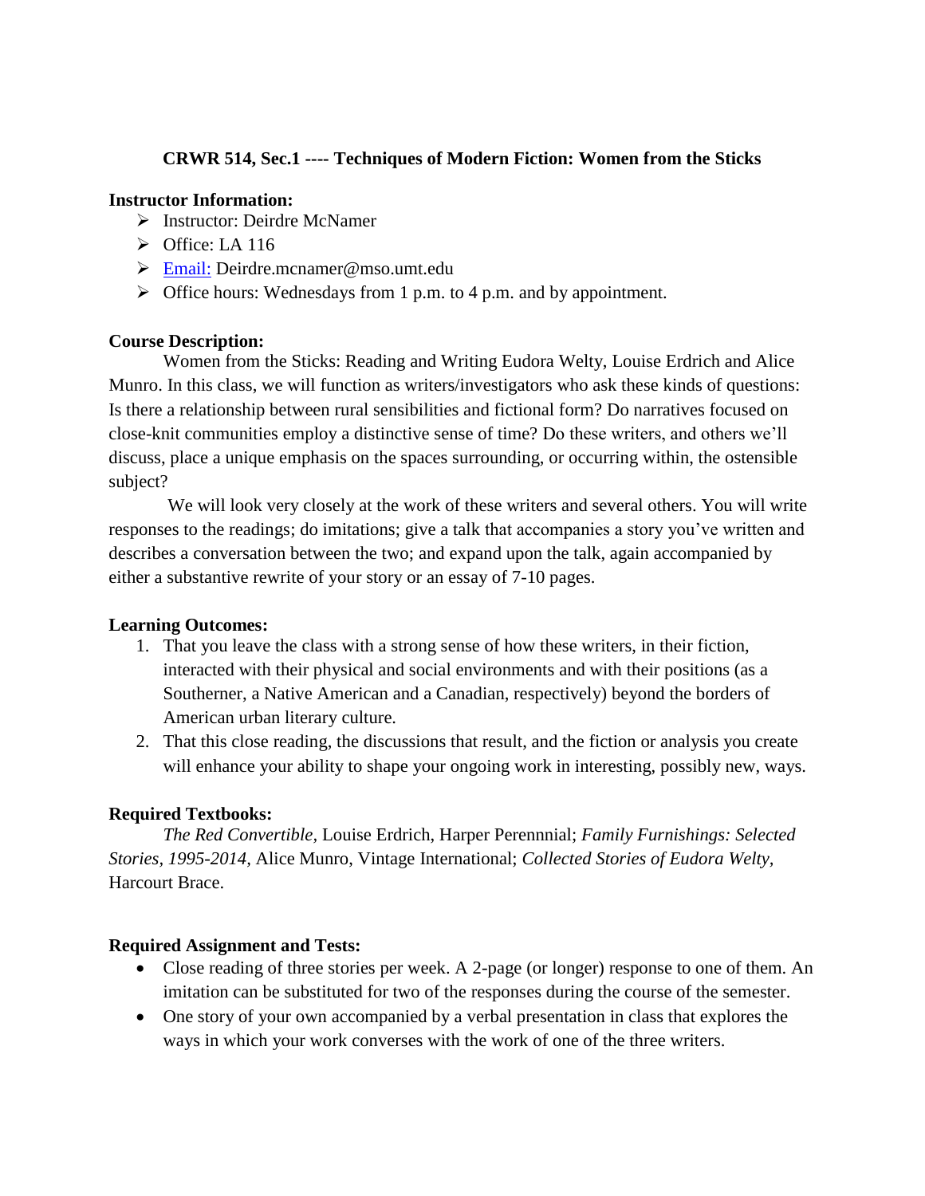**CRWR 514, Sec.1 ---- Techniques of Modern Fiction: Women from the Sticks**

**Instructor Information:**

- Instructor: Deirdre McNamer
- Office: LA 116
- Email: Deirdre.mcnamer@mso.umt.edu
- Office hours: Wednesdays from 1 p.m. to 4 p.m. and by appointment.

**Course Description:**

Women from the Sticks: Reading and Writing Eudora Welty, Louise Erdrich and Alice Munro. In this class, we will function as writers/investigators who ask these kinds of questions: Is there a relationship between rural sensibilities and fictional form? Do narratives focused on close-knit communities employ a distinctive sense of time? Do these writers, and others we'll discuss, place a unique emphasis on the spaces surrounding, or occurring within, the ostensible subject?

We will look very closely at the work of these writers and several others. You will write responses to the readings; do imitations; give a talk that accompanies a story you've written and describes a conversation between the two; and expand upon the talk, again accompanied by either a substantive rewrite of your story or an essay of 7-10 pages.

**Learning Outcomes:**

1. That you leave the class with a strong sense of how these writers, in their fiction, interacted with their physical and social environments and with their positions (as a Southerner, a Native American and a Canadian, respectively) beyond the borders of American urban literary culture.
2. That this close reading, the discussions that result, and the fiction or analysis you create will enhance your ability to shape your ongoing work in interesting, possibly new, ways.

**Required Textbooks:**

*The Red Convertible,* Louise Erdrich, Harper Perennnial; *Family Furnishings: Selected Stories, 1995-2014,* Alice Munro, Vintage International; *Collected Stories of Eudora Welty,* Harcourt Brace.

**Required Assignment and Tests:**

- Close reading of three stories per week. A 2-page (or longer) response to one of them. An imitation can be substituted for two of the responses during the course of the semester.
- One story of your own accompanied by a verbal presentation in class that explores the ways in which your work converses with the work of one of the three writers.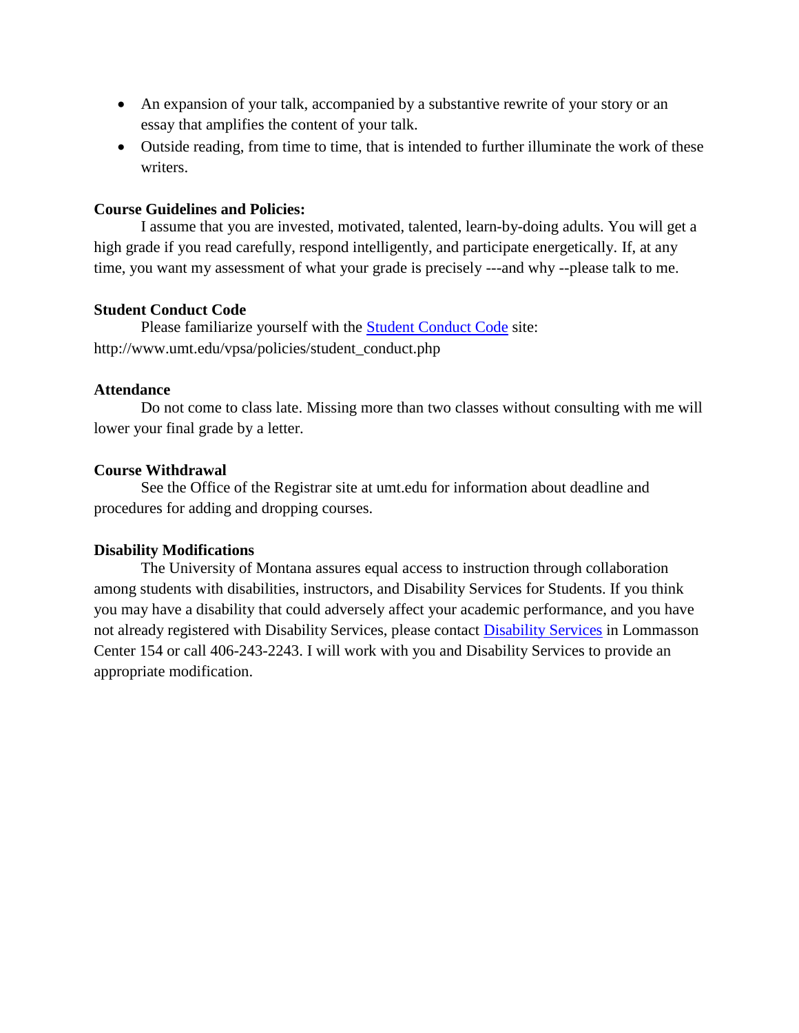- An expansion of your talk, accompanied by a substantive rewrite of your story or an essay that amplifies the content of your talk.
- Outside reading, from time to time, that is intended to further illuminate the work of these writers.

**Course Guidelines and Policies:**

I assume that you are invested, motivated, talented, learn-by-doing adults. You will get a high grade if you read carefully, respond intelligently, and participate energetically. If, at any time, you want my assessment of what your grade is precisely ---and why --please talk to me.

**Student Conduct Code**

Please familiarize yourself with the Student Conduct Code site: http://www.umt.edu/vpsa/policies/student_conduct.php

**Attendance**

Do not come to class late. Missing more than two classes without consulting with me will lower your final grade by a letter.

**Course Withdrawal**

See the Office of the Registrar site at umt.edu for information about deadline and procedures for adding and dropping courses.

**Disability Modifications**

The University of Montana assures equal access to instruction through collaboration among students with disabilities, instructors, and Disability Services for Students. If you think you may have a disability that could adversely affect your academic performance, and you have not already registered with Disability Services, please contact Disability Services in Lommasson Center 154 or call 406-243-2243. I will work with you and Disability Services to provide an appropriate modification.